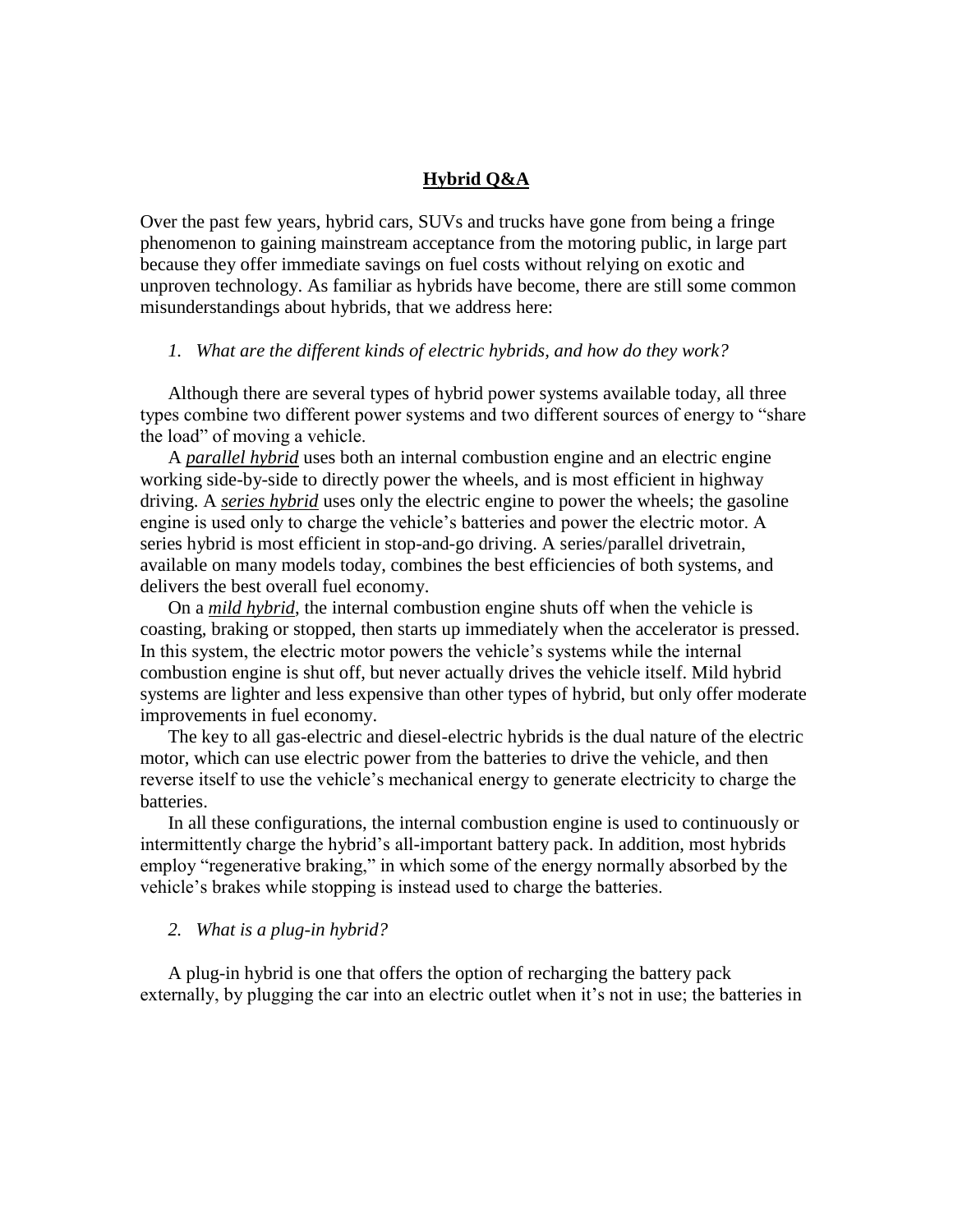# **Hybrid Q&A**

Over the past few years, hybrid cars, SUVs and trucks have gone from being a fringe phenomenon to gaining mainstream acceptance from the motoring public, in large part because they offer immediate savings on fuel costs without relying on exotic and unproven technology. As familiar as hybrids have become, there are still some common misunderstandings about hybrids, that we address here:

*1. What are the different kinds of electric hybrids, and how do they work?*

Although there are several types of hybrid power systems available today, all three types combine two different power systems and two different sources of energy to "share the load" of moving a vehicle.

A ***parallel hybrid*** uses both an internal combustion engine and an electric engine working side-by-side to directly power the wheels, and is most efficient in highway driving. A ***series hybrid*** uses only the electric engine to power the wheels; the gasoline engine is used only to charge the vehicle's batteries and power the electric motor. A series hybrid is most efficient in stop-and-go driving. A series/parallel drivetrain, available on many models today, combines the best efficiencies of both systems, and delivers the best overall fuel economy.

On a ***mild hybrid***, the internal combustion engine shuts off when the vehicle is coasting, braking or stopped, then starts up immediately when the accelerator is pressed. In this system, the electric motor powers the vehicle's systems while the internal combustion engine is shut off, but never actually drives the vehicle itself. Mild hybrid systems are lighter and less expensive than other types of hybrid, but only offer moderate improvements in fuel economy.

The key to all gas-electric and diesel-electric hybrids is the dual nature of the electric motor, which can use electric power from the batteries to drive the vehicle, and then reverse itself to use the vehicle's mechanical energy to generate electricity to charge the batteries.

In all these configurations, the internal combustion engine is used to continuously or intermittently charge the hybrid's all-important battery pack. In addition, most hybrids employ "regenerative braking," in which some of the energy normally absorbed by the vehicle's brakes while stopping is instead used to charge the batteries.

*2. What is a plug-in hybrid?*

A plug-in hybrid is one that offers the option of recharging the battery pack externally, by plugging the car into an electric outlet when it's not in use; the batteries in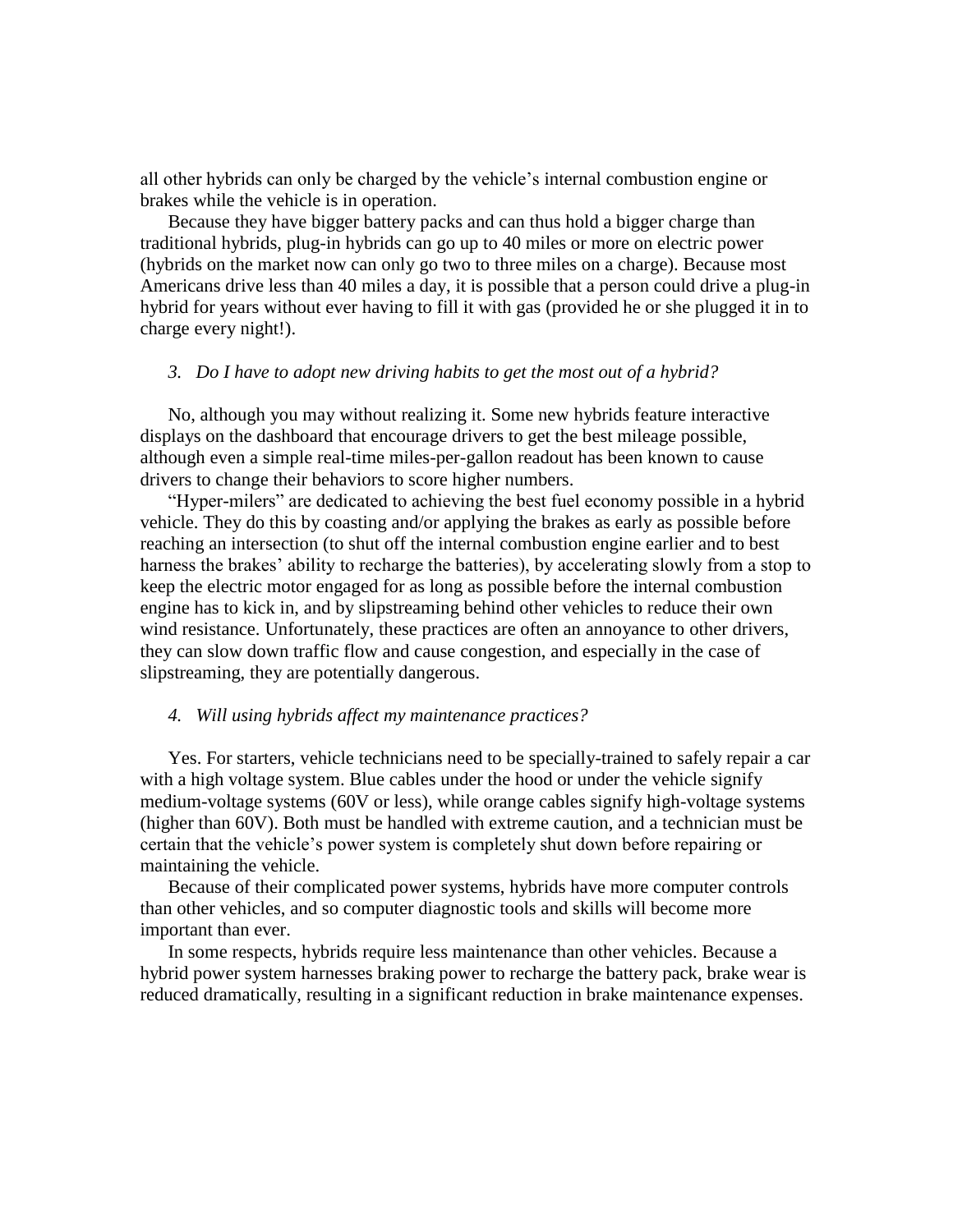all other hybrids can only be charged by the vehicle's internal combustion engine or brakes while the vehicle is in operation.

Because they have bigger battery packs and can thus hold a bigger charge than traditional hybrids, plug-in hybrids can go up to 40 miles or more on electric power (hybrids on the market now can only go two to three miles on a charge). Because most Americans drive less than 40 miles a day, it is possible that a person could drive a plug-in hybrid for years without ever having to fill it with gas (provided he or she plugged it in to charge every night!).

*3. Do I have to adopt new driving habits to get the most out of a hybrid?*

No, although you may without realizing it. Some new hybrids feature interactive displays on the dashboard that encourage drivers to get the best mileage possible, although even a simple real-time miles-per-gallon readout has been known to cause drivers to change their behaviors to score higher numbers.

"Hyper-milers" are dedicated to achieving the best fuel economy possible in a hybrid vehicle. They do this by coasting and/or applying the brakes as early as possible before reaching an intersection (to shut off the internal combustion engine earlier and to best harness the brakes' ability to recharge the batteries), by accelerating slowly from a stop to keep the electric motor engaged for as long as possible before the internal combustion engine has to kick in, and by slipstreaming behind other vehicles to reduce their own wind resistance. Unfortunately, these practices are often an annoyance to other drivers, they can slow down traffic flow and cause congestion, and especially in the case of slipstreaming, they are potentially dangerous.

*4. Will using hybrids affect my maintenance practices?*

Yes. For starters, vehicle technicians need to be specially-trained to safely repair a car with a high voltage system. Blue cables under the hood or under the vehicle signify medium-voltage systems (60V or less), while orange cables signify high-voltage systems (higher than 60V). Both must be handled with extreme caution, and a technician must be certain that the vehicle's power system is completely shut down before repairing or maintaining the vehicle.

Because of their complicated power systems, hybrids have more computer controls than other vehicles, and so computer diagnostic tools and skills will become more important than ever.

In some respects, hybrids require less maintenance than other vehicles. Because a hybrid power system harnesses braking power to recharge the battery pack, brake wear is reduced dramatically, resulting in a significant reduction in brake maintenance expenses.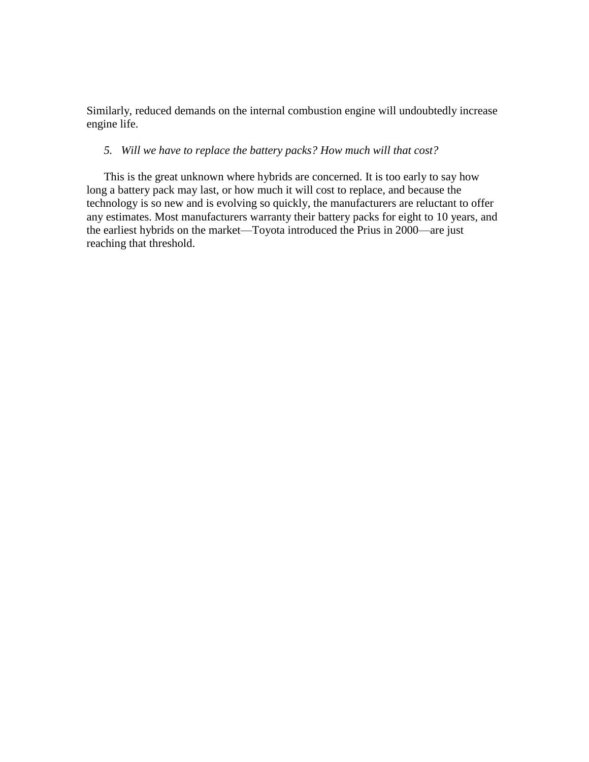Similarly, reduced demands on the internal combustion engine will undoubtedly increase engine life.

5. *Will we have to replace the battery packs? How much will that cost?*

This is the great unknown where hybrids are concerned. It is too early to say how long a battery pack may last, or how much it will cost to replace, and because the technology is so new and is evolving so quickly, the manufacturers are reluctant to offer any estimates. Most manufacturers warranty their battery packs for eight to 10 years, and the earliest hybrids on the market—Toyota introduced the Prius in 2000—are just reaching that threshold.